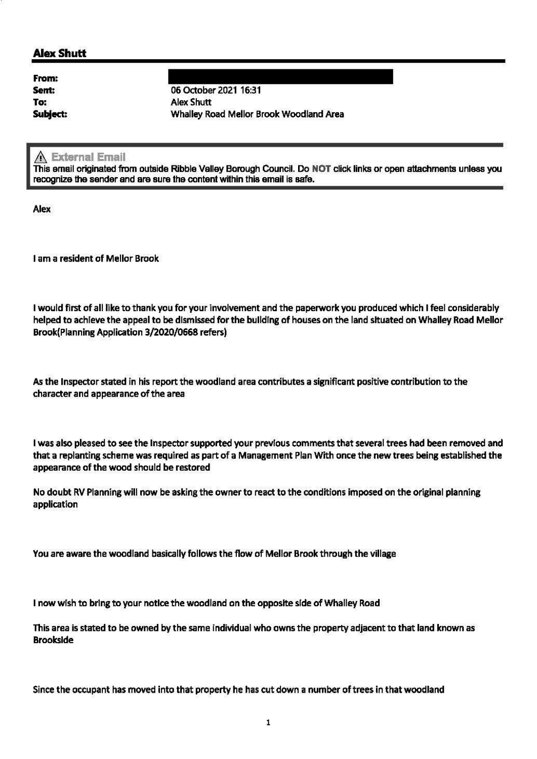## Alex Shutt

**From:** 
**Sent:** 06 October 2021 16:31
**To:** Alex Shutt
**Subject:** Whalley Road Mellor Brook Woodland Area

> ⚠ **External Email**
> This email originated from outside Ribble Valley Borough Council. Do **NOT** click links or open attachments unless you recognize the sender and are sure the content within this email is safe.

Alex

I am a resident of Mellor Brook

I would first of all like to thank you for your involvement and the paperwork you produced which I feel considerably helped to achieve the appeal to be dismissed for the building of houses on the land situated on Whalley Road Mellor Brook(Planning Application 3/2020/0668 refers)

As the Inspector stated in his report the woodland area contributes a significant positive contribution to the character and appearance of the area

I was also pleased to see the Inspector supported your previous comments that several trees had been removed and that a replanting scheme was required as part of a Management Plan With once the new trees being established the appearance of the wood should be restored

No doubt RV Planning will now be asking the owner to react to the conditions imposed on the original planning application

You are aware the woodland basically follows the flow of Mellor Brook through the village

I now wish to bring to your notice the woodland on the opposite side of Whalley Road

This area is stated to be owned by the same individual who owns the property adjacent to that land known as Brookside

Since the occupant has moved into that property he has cut down a number of trees in that woodland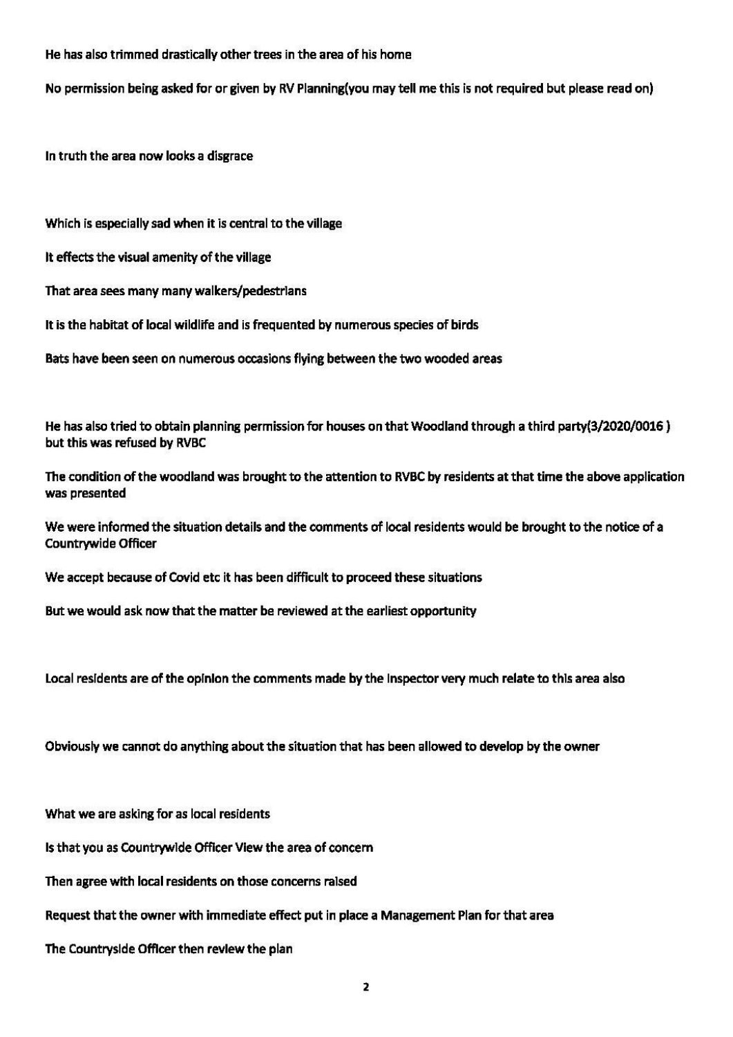He has also trimmed drastically other trees in the area of his home

No permission being asked for or given by RV Planning(you may tell me this is not required but please read on)

In truth the area now looks a disgrace

Which is especially sad when it is central to the village

It effects the visual amenity of the village

That area sees many many walkers/pedestrians

It is the habitat of local wildlife and is frequented by numerous species of birds

Bats have been seen on numerous occasions flying between the two wooded areas

He has also tried to obtain planning permission for houses on that Woodland through a third party(3/2020/0016 ) but this was refused by RVBC

The condition of the woodland was brought to the attention to RVBC by residents at that time the above application was presented

We were informed the situation details and the comments of local residents would be brought to the notice of a Countrywide Officer

We accept because of Covid etc it has been difficult to proceed these situations

But we would ask now that the matter be reviewed at the earliest opportunity

Local residents are of the opinion the comments made by the Inspector very much relate to this area also

Obviously we cannot do anything about the situation that has been allowed to develop by the owner

What we are asking for as local residents

Is that you as Countrywide Officer View the area of concern

Then agree with local residents on those concerns raised

Request that the owner with immediate effect put in place a Management Plan for that area

The Countryside Officer then review the plan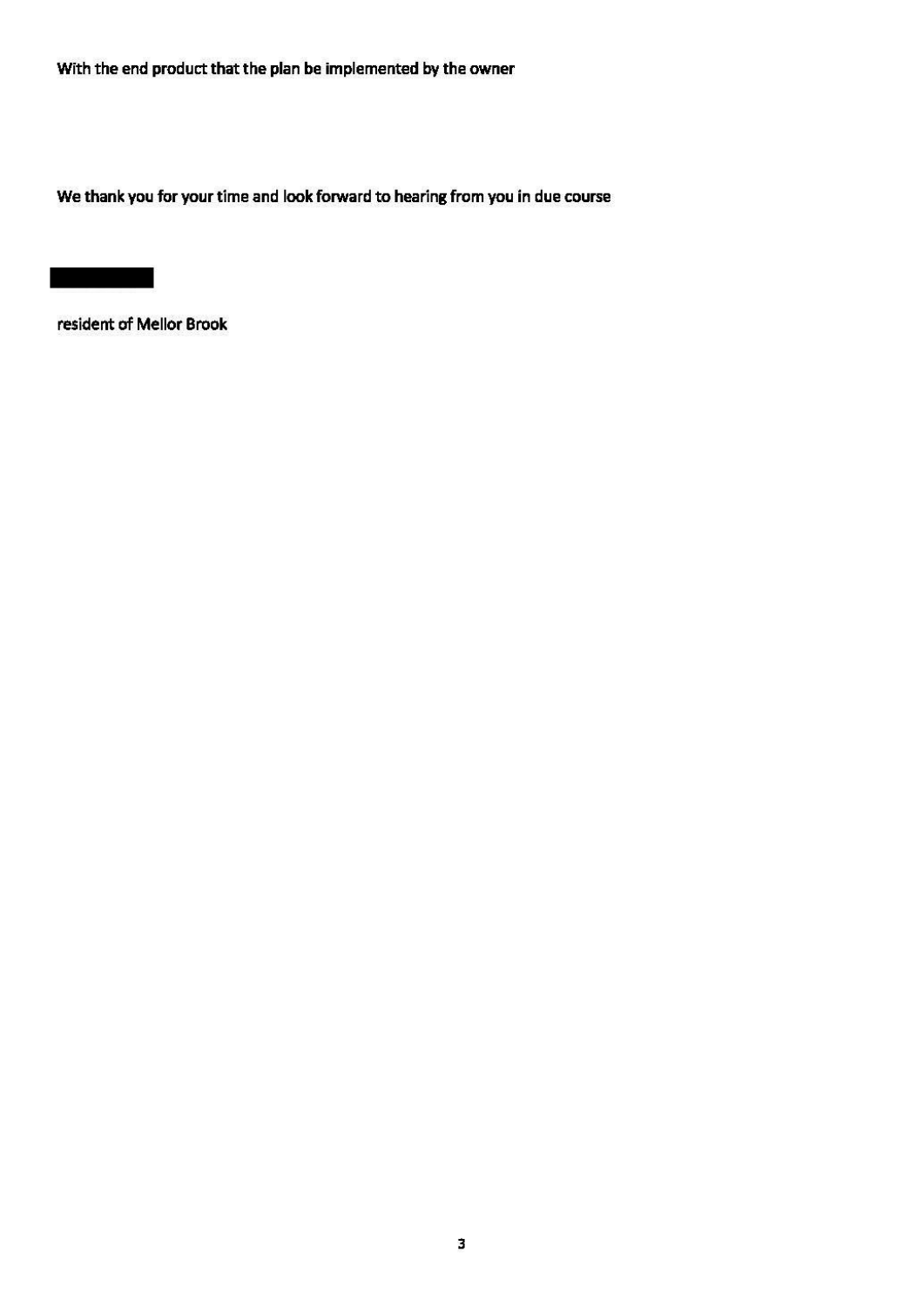With the end product that the plan be implemented by the owner

We thank you for your time and look forward to hearing from you in due course

resident of Mellor Brook